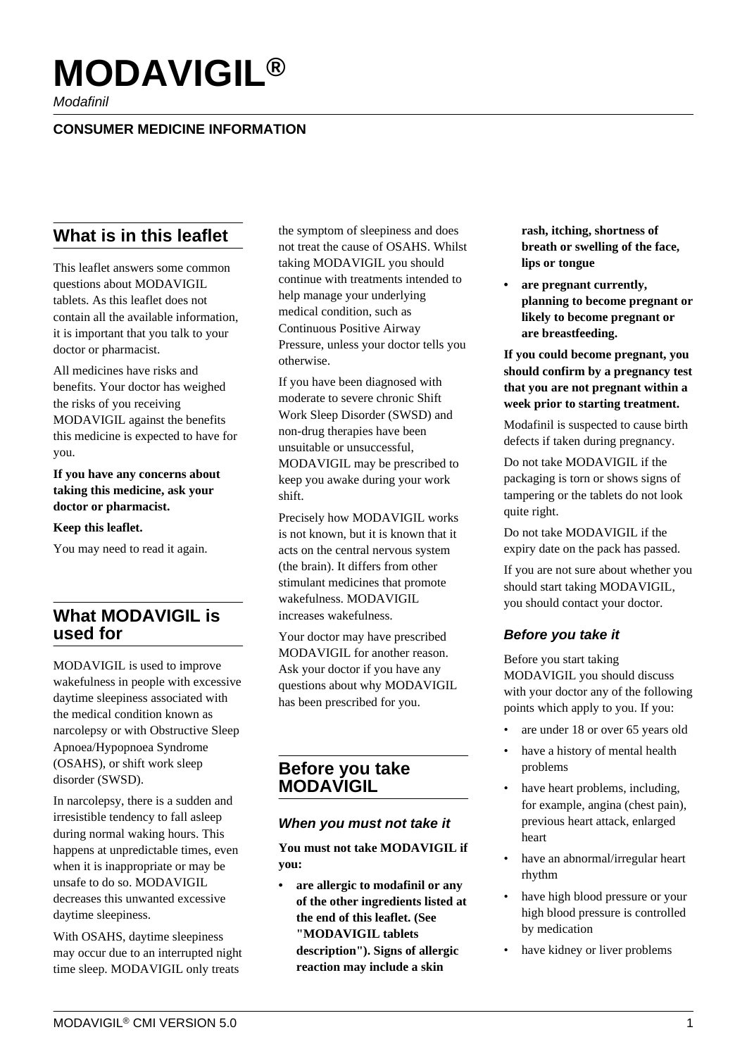# MODAVIGIL®

*Modafinil*

**CONSUMER MEDICINE INFORMATION**

## What is in this leaflet

This leaflet answers some common questions about MODAVIGIL tablets. As this leaflet does not contain all the available information, it is important that you talk to your doctor or pharmacist.

All medicines have risks and benefits. Your doctor has weighed the risks of you receiving MODAVIGIL against the benefits this medicine is expected to have for you.

**If you have any concerns about taking this medicine, ask your doctor or pharmacist.**

**Keep this leaflet.**

You may need to read it again.

## What MODAVIGIL is used for

MODAVIGIL is used to improve wakefulness in people with excessive daytime sleepiness associated with the medical condition known as narcolepsy or with Obstructive Sleep Apnoea/Hypopnoea Syndrome (OSAHS), or shift work sleep disorder (SWSD).

In narcolepsy, there is a sudden and irresistible tendency to fall asleep during normal waking hours. This happens at unpredictable times, even when it is inappropriate or may be unsafe to do so. MODAVIGIL decreases this unwanted excessive daytime sleepiness.

With OSAHS, daytime sleepiness may occur due to an interrupted night time sleep. MODAVIGIL only treats the symptom of sleepiness and does not treat the cause of OSAHS. Whilst taking MODAVIGIL you should continue with treatments intended to help manage your underlying medical condition, such as Continuous Positive Airway Pressure, unless your doctor tells you otherwise.

If you have been diagnosed with moderate to severe chronic Shift Work Sleep Disorder (SWSD) and non-drug therapies have been unsuitable or unsuccessful, MODAVIGIL may be prescribed to keep you awake during your work shift.

Precisely how MODAVIGIL works is not known, but it is known that it acts on the central nervous system (the brain). It differs from other stimulant medicines that promote wakefulness. MODAVIGIL increases wakefulness.

Your doctor may have prescribed MODAVIGIL for another reason. Ask your doctor if you have any questions about why MODAVIGIL has been prescribed for you.

## Before you take MODAVIGIL

### *When you must not take it*

**You must not take MODAVIGIL if you:**

- **are allergic to modafinil or any of the other ingredients listed at the end of this leaflet. (See "MODAVIGIL tablets description"). Signs of allergic reaction may include a skin rash, itching, shortness of breath or swelling of the face, lips or tongue**
- **are pregnant currently, planning to become pregnant or likely to become pregnant or are breastfeeding.**

**If you could become pregnant, you should confirm by a pregnancy test that you are not pregnant within a week prior to starting treatment.**

Modafinil is suspected to cause birth defects if taken during pregnancy.

Do not take MODAVIGIL if the packaging is torn or shows signs of tampering or the tablets do not look quite right.

Do not take MODAVIGIL if the expiry date on the pack has passed.

If you are not sure about whether you should start taking MODAVIGIL, you should contact your doctor.

### *Before you take it*

Before you start taking MODAVIGIL you should discuss with your doctor any of the following points which apply to you. If you:

- are under 18 or over 65 years old
- have a history of mental health problems
- have heart problems, including, for example, angina (chest pain), previous heart attack, enlarged heart
- have an abnormal/irregular heart rhythm
- have high blood pressure or your high blood pressure is controlled by medication
- have kidney or liver problems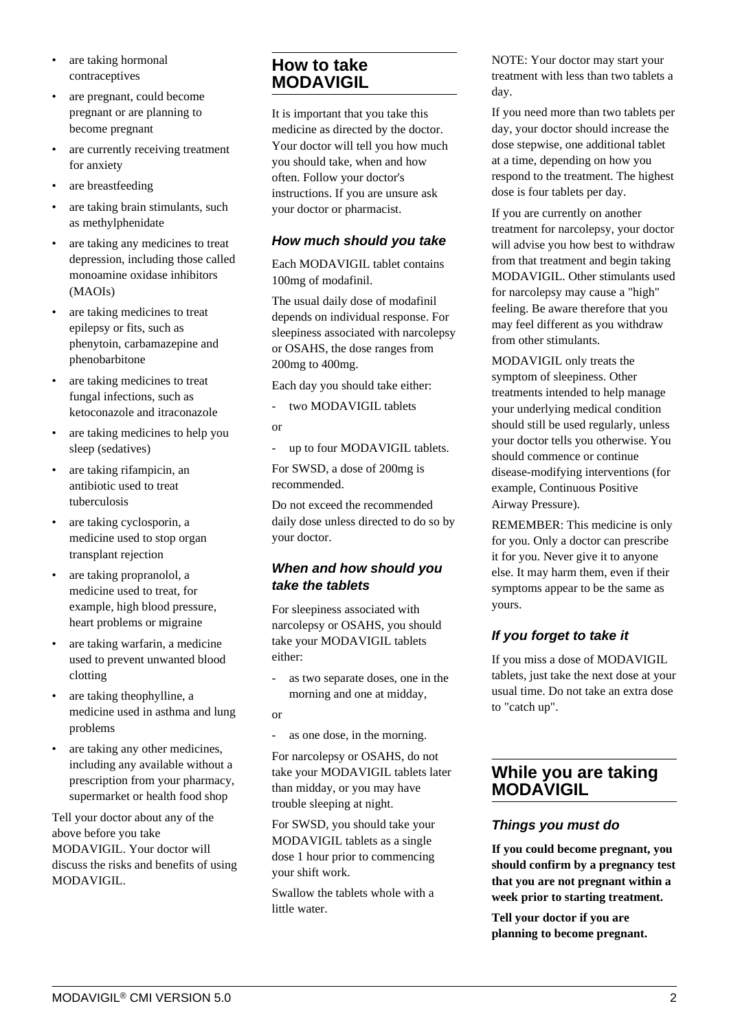- are taking hormonal contraceptives
- are pregnant, could become pregnant or are planning to become pregnant
- are currently receiving treatment for anxiety
- are breastfeeding
- are taking brain stimulants, such as methylphenidate
- are taking any medicines to treat depression, including those called monoamine oxidase inhibitors (MAOIs)
- are taking medicines to treat epilepsy or fits, such as phenytoin, carbamazepine and phenobarbitone
- are taking medicines to treat fungal infections, such as ketoconazole and itraconazole
- are taking medicines to help you sleep (sedatives)
- are taking rifampicin, an antibiotic used to treat tuberculosis
- are taking cyclosporin, a medicine used to stop organ transplant rejection
- are taking propranolol, a medicine used to treat, for example, high blood pressure, heart problems or migraine
- are taking warfarin, a medicine used to prevent unwanted blood clotting
- are taking theophylline, a medicine used in asthma and lung problems
- are taking any other medicines, including any available without a prescription from your pharmacy, supermarket or health food shop

Tell your doctor about any of the above before you take MODAVIGIL. Your doctor will discuss the risks and benefits of using MODAVIGIL.

## How to take MODAVIGIL

It is important that you take this medicine as directed by the doctor. Your doctor will tell you how much you should take, when and how often. Follow your doctor's instructions. If you are unsure ask your doctor or pharmacist.

### *How much should you take*

Each MODAVIGIL tablet contains 100mg of modafinil.

The usual daily dose of modafinil depends on individual response. For sleepiness associated with narcolepsy or OSAHS, the dose ranges from 200mg to 400mg.

Each day you should take either:

- two MODAVIGIL tablets

or

- up to four MODAVIGIL tablets.

For SWSD, a dose of 200mg is recommended.

Do not exceed the recommended daily dose unless directed to do so by your doctor.

### *When and how should you take the tablets*

For sleepiness associated with narcolepsy or OSAHS, you should take your MODAVIGIL tablets either:

- as two separate doses, one in the morning and one at midday,

or

- as one dose, in the morning.

For narcolepsy or OSAHS, do not take your MODAVIGIL tablets later than midday, or you may have trouble sleeping at night.

For SWSD, you should take your MODAVIGIL tablets as a single dose 1 hour prior to commencing your shift work.

Swallow the tablets whole with a little water.

NOTE: Your doctor may start your treatment with less than two tablets a day.

If you need more than two tablets per day, your doctor should increase the dose stepwise, one additional tablet at a time, depending on how you respond to the treatment. The highest dose is four tablets per day.

If you are currently on another treatment for narcolepsy, your doctor will advise you how best to withdraw from that treatment and begin taking MODAVIGIL. Other stimulants used for narcolepsy may cause a "high" feeling. Be aware therefore that you may feel different as you withdraw from other stimulants.

MODAVIGIL only treats the symptom of sleepiness. Other treatments intended to help manage your underlying medical condition should still be used regularly, unless your doctor tells you otherwise. You should commence or continue disease-modifying interventions (for example, Continuous Positive Airway Pressure).

REMEMBER: This medicine is only for you. Only a doctor can prescribe it for you. Never give it to anyone else. It may harm them, even if their symptoms appear to be the same as yours.

### *If you forget to take it*

If you miss a dose of MODAVIGIL tablets, just take the next dose at your usual time. Do not take an extra dose to "catch up".

## While you are taking MODAVIGIL

### *Things you must do*

**If you could become pregnant, you should confirm by a pregnancy test that you are not pregnant within a week prior to starting treatment.**

**Tell your doctor if you are planning to become pregnant.**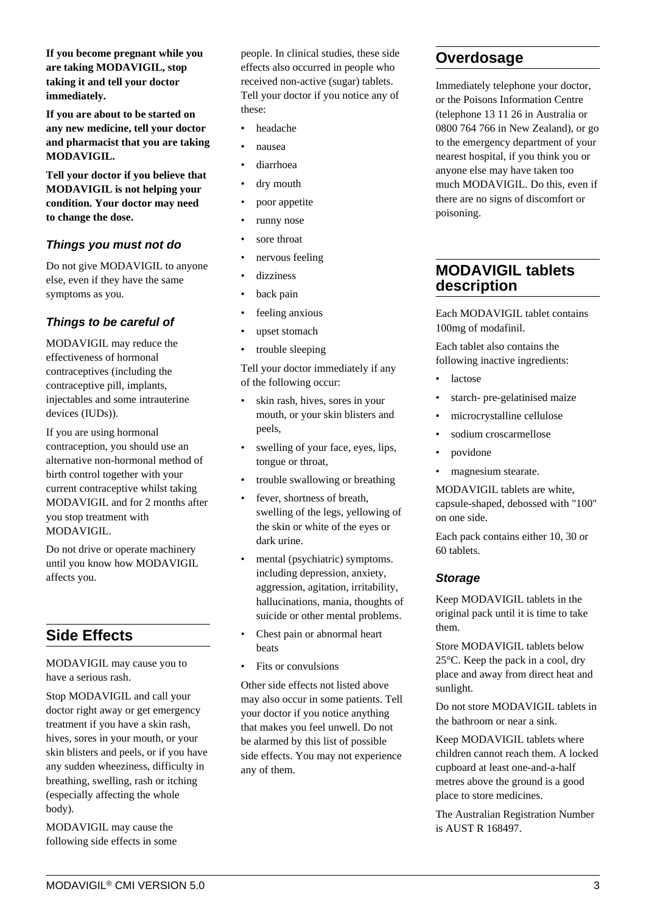**If you become pregnant while you are taking MODAVIGIL, stop taking it and tell your doctor immediately.**

**If you are about to be started on any new medicine, tell your doctor and pharmacist that you are taking MODAVIGIL.**

**Tell your doctor if you believe that MODAVIGIL is not helping your condition. Your doctor may need to change the dose.**

### *Things you must not do*

Do not give MODAVIGIL to anyone else, even if they have the same symptoms as you.

### *Things to be careful of*

MODAVIGIL may reduce the effectiveness of hormonal contraceptives (including the contraceptive pill, implants, injectables and some intrauterine devices (IUDs)).

If you are using hormonal contraception, you should use an alternative non-hormonal method of birth control together with your current contraceptive whilst taking MODAVIGIL and for 2 months after you stop treatment with MODAVIGIL.

Do not drive or operate machinery until you know how MODAVIGIL affects you.

## Side Effects

MODAVIGIL may cause you to have a serious rash.

Stop MODAVIGIL and call your doctor right away or get emergency treatment if you have a skin rash, hives, sores in your mouth, or your skin blisters and peels, or if you have any sudden wheeziness, difficulty in breathing, swelling, rash or itching (especially affecting the whole body).

MODAVIGIL may cause the following side effects in some people. In clinical studies, these side effects also occurred in people who received non-active (sugar) tablets. Tell your doctor if you notice any of these:

- headache
- nausea
- diarrhoea
- dry mouth
- poor appetite
- runny nose
- sore throat
- nervous feeling
- dizziness
- back pain
- feeling anxious
- upset stomach
- trouble sleeping

Tell your doctor immediately if any of the following occur:

- skin rash, hives, sores in your mouth, or your skin blisters and peels,
- swelling of your face, eyes, lips, tongue or throat,
- trouble swallowing or breathing
- fever, shortness of breath, swelling of the legs, yellowing of the skin or white of the eyes or dark urine.
- mental (psychiatric) symptoms. including depression, anxiety, aggression, agitation, irritability, hallucinations, mania, thoughts of suicide or other mental problems.
- Chest pain or abnormal heart beats
- Fits or convulsions

Other side effects not listed above may also occur in some patients. Tell your doctor if you notice anything that makes you feel unwell. Do not be alarmed by this list of possible side effects. You may not experience any of them.

## Overdosage

Immediately telephone your doctor, or the Poisons Information Centre (telephone 13 11 26 in Australia or 0800 764 766 in New Zealand), or go to the emergency department of your nearest hospital, if you think you or anyone else may have taken too much MODAVIGIL. Do this, even if there are no signs of discomfort or poisoning.

## MODAVIGIL tablets description

Each MODAVIGIL tablet contains 100mg of modafinil.

Each tablet also contains the following inactive ingredients:

- lactose
- starch- pre-gelatinised maize
- microcrystalline cellulose
- sodium croscarmellose
- povidone
- magnesium stearate.

MODAVIGIL tablets are white, capsule-shaped, debossed with "100" on one side.

Each pack contains either 10, 30 or 60 tablets.

### *Storage*

Keep MODAVIGIL tablets in the original pack until it is time to take them.

Store MODAVIGIL tablets below 25°C. Keep the pack in a cool, dry place and away from direct heat and sunlight.

Do not store MODAVIGIL tablets in the bathroom or near a sink.

Keep MODAVIGIL tablets where children cannot reach them. A locked cupboard at least one-and-a-half metres above the ground is a good place to store medicines.

The Australian Registration Number is AUST R 168497.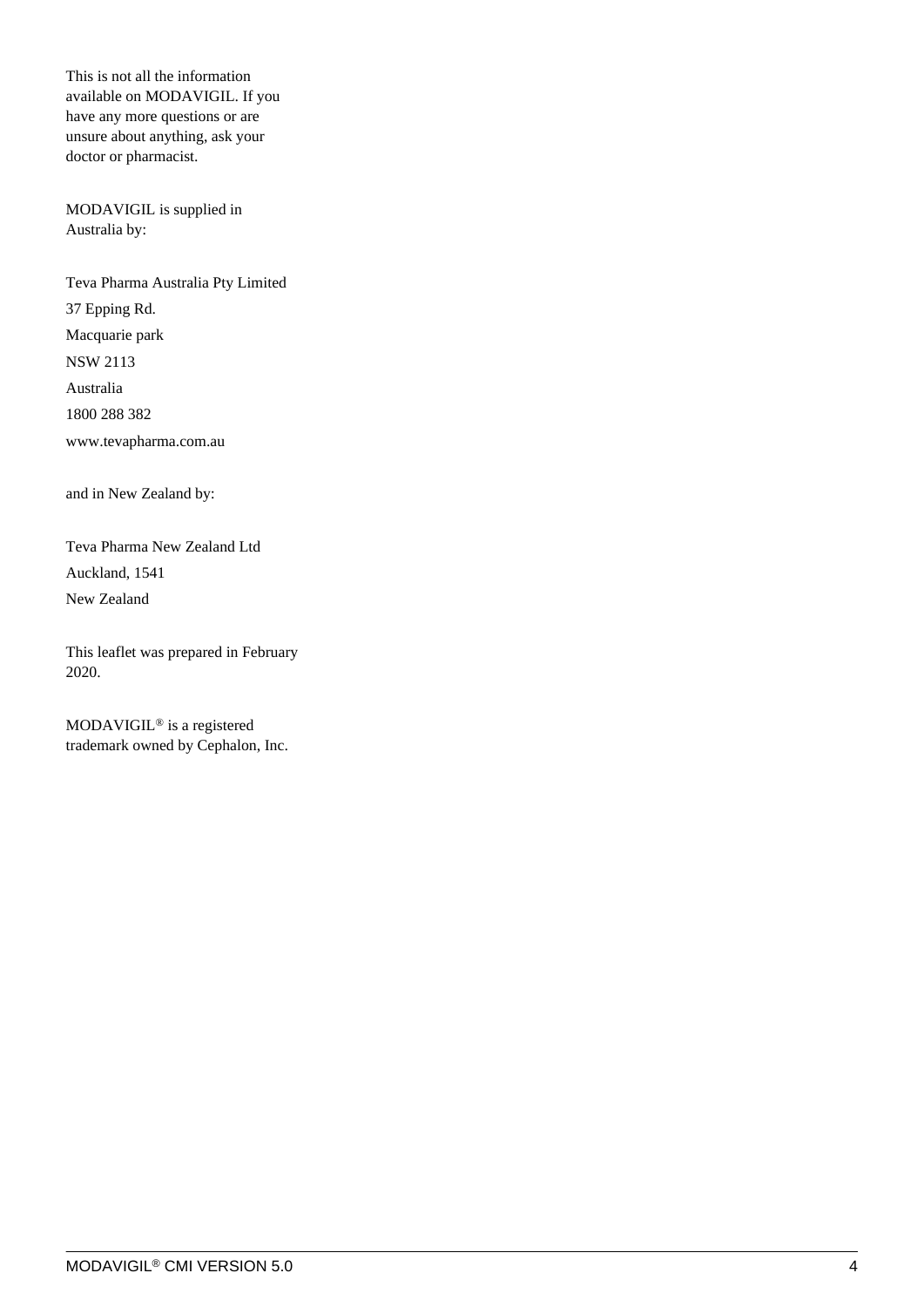This is not all the information available on MODAVIGIL. If you have any more questions or are unsure about anything, ask your doctor or pharmacist.

MODAVIGIL is supplied in Australia by:

Teva Pharma Australia Pty Limited

37 Epping Rd.

Macquarie park

NSW 2113

Australia

1800 288 382

www.tevapharma.com.au

and in New Zealand by:

Teva Pharma New Zealand Ltd

Auckland, 1541

New Zealand

This leaflet was prepared in February 2020.

MODAVIGIL® is a registered trademark owned by Cephalon, Inc.